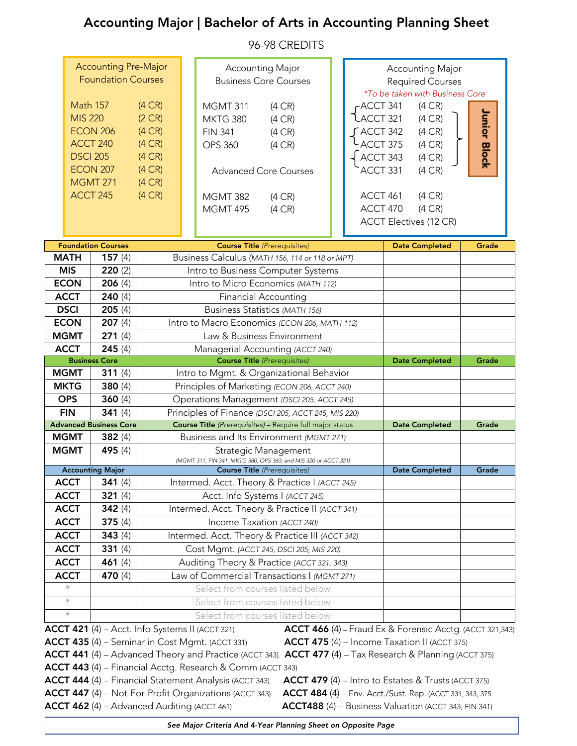# Accounting Major | Bachelor of Arts in Accounting Planning Sheet

96-98 CREDITS

**Accounting Pre-Major Foundation Courses**

- Math 157 (4 CR)
- MIS 220 (2 CR)
- ECON 206 (4 CR)
- ACCT 240 (4 CR)
- DSCI 205 (4 CR)
- ECON 207 (4 CR)
- MGMT 271 (4 CR)
- ACCT 245 (4 CR)

**Accounting Major Business Core Courses**

- MGMT 311 (4 CR)
- MKTG 380 (4 CR)
- FIN 341 (4 CR)
- OPS 360 (4 CR)

**Advanced Core Courses**

- MGMT 382 (4 CR)
- MGMT 495 (4 CR)

**Accounting Major Required Courses**

*To be taken with Business Core

Junior Block:
- ACCT 341 (4 CR) / ACCT 321 (4 CR)
- ACCT 342 (4 CR) / ACCT 375 (4 CR)
- ACCT 343 (4 CR) / ACCT 331 (4 CR)

- ACCT 461 (4 CR)
- ACCT 470 (4 CR)
- ACCT Electives (12 CR)

| Foundation Courses | | Course Title *(Prerequisites)* | Date Completed | Grade |
|---|---|---|---|---|
| **MATH** | **157** (4) | Business Calculus *(MATH 156, 114 or 118 or MPT)* | | |
| **MIS** | **220** (2) | Intro to Business Computer Systems | | |
| **ECON** | **206** (4) | Intro to Micro Economics *(MATH 112)* | | |
| **ACCT** | **240** (4) | Financial Accounting | | |
| **DSCI** | **205** (4) | Business Statistics *(MATH 156)* | | |
| **ECON** | **207** (4) | Intro to Macro Economics *(ECON 206, MATH 112)* | | |
| **MGMT** | **271** (4) | Law & Business Environment | | |
| **ACCT** | **245** (4) | Managerial Accounting *(ACCT 240)* | | |
| **Business Core** | | **Course Title** *(Prerequisites)* | **Date Completed** | **Grade** |
| **MGMT** | **311** (4) | Intro to Mgmt. & Organizational Behavior | | |
| **MKTG** | **380** (4) | Principles of Marketing *(ECON 206, ACCT 240)* | | |
| **OPS** | **360** (4) | Operations Management *(DSCI 205, ACCT 245)* | | |
| **FIN** | **341** (4) | Principles of Finance *(DSCI 205, ACCT 245, MIS 220)* | | |
| **Advanced Business Core** | | **Course Title** *(Prerequisites)* – Require full major status | **Date Completed** | **Grade** |
| **MGMT** | **382** (4) | Business and Its Environment *(MGMT 271)* | | |
| **MGMT** | **495** (4) | Strategic Management *(MGMT 311, FIN 341, MKTG 380, OPS 360; and MIS 320 or ACCT 321)* | | |
| **Accounting Major** | | **Course Title** *(Prerequisites)* | **Date Completed** | **Grade** |
| **ACCT** | **341** (4) | Intermed. Acct. Theory & Practice I *(ACCT 245)* | | |
| **ACCT** | **321** (4) | Acct. Info Systems I *(ACCT 245)* | | |
| **ACCT** | **342** (4) | Intermed. Acct. Theory & Practice II *(ACCT 341)* | | |
| **ACCT** | **375** (4) | Income Taxation *(ACCT 240)* | | |
| **ACCT** | **343** (4) | Intermed. Acct. Theory & Practice III *(ACCT 342)* | | |
| **ACCT** | **331** (4) | Cost Mgmt. *(ACCT 245, DSCI 205; MIS 220)* | | |
| **ACCT** | **461** (4) | Auditing Theory & Practice *(ACCT 321, 343)* | | |
| **ACCT** | **470** (4) | Law of Commercial Transactions I *(MGMT 271)* | | |
| * | | Select from courses listed below | | |
| * | | Select from courses listed below | | |
| * | | Select from courses listed below | | |

**ACCT 421** (4) – Acct. Info Systems II (ACCT 321)
**ACCT 435** (4) – Seminar in Cost Mgmt. (ACCT 331)
**ACCT 441** (4) – Advanced Theory and Practice (ACCT 343).
**ACCT 443** (4) – Financial Acctg. Research & Comm (ACCT 343)
**ACCT 444** (4) – Financial Statement Analysis (ACCT 343).
**ACCT 447** (4) – Not-For-Profit Organizations (ACCT 343).
**ACCT 462** (4) – Advanced Auditing (ACCT 461)
**ACCT 466** (4) – Fraud Ex & Forensic Acctg. (ACCT 321,343)
**ACCT 475** (4) – Income Taxation II (ACCT 375)
**ACCT 477** (4) – Tax Research & Planning (ACCT 375)
**ACCT 479** (4) – Intro to Estates & Trusts (ACCT 375)
**ACCT 484** (4) – Env. Acct./Sust. Rep. (ACCT 331, 343, 375
**ACCT488** (4) – Business Valuation (ACCT 343; FIN 341)

***See Major Criteria And 4-Year Planning Sheet on Opposite Page***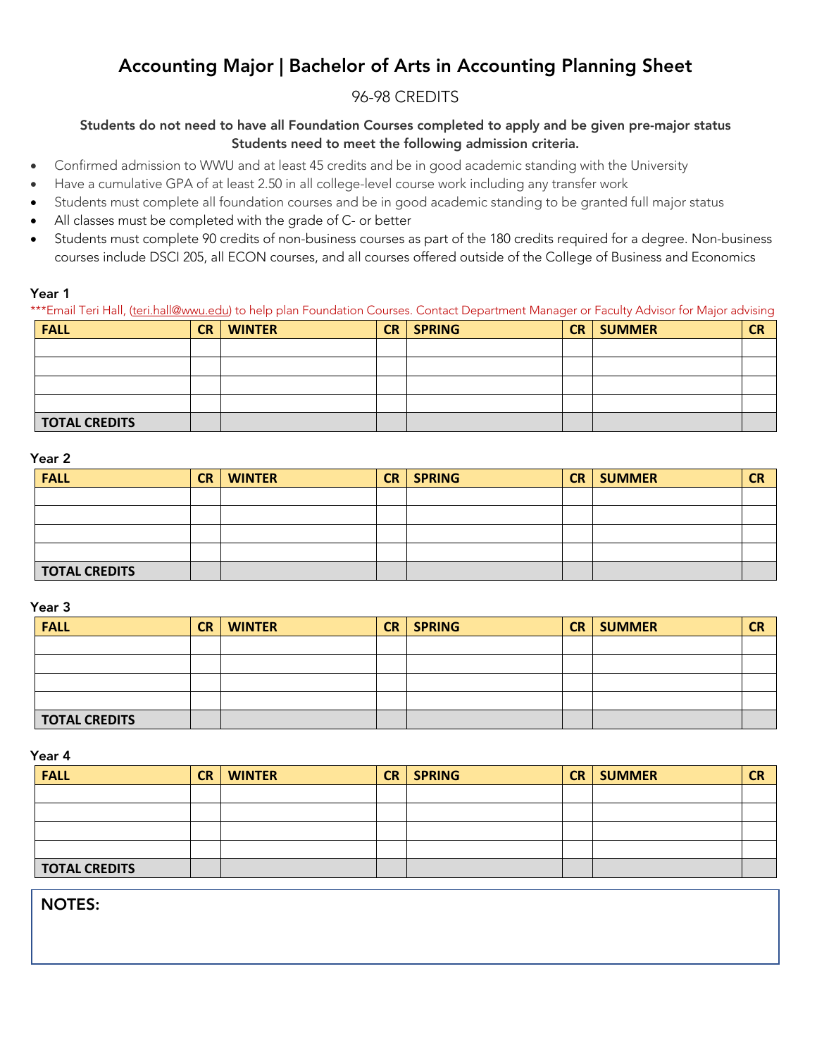# Accounting Major | Bachelor of Arts in Accounting Planning Sheet

96-98 CREDITS

**Students do not need to have all Foundation Courses completed to apply and be given pre-major status**
**Students need to meet the following admission criteria.**

- Confirmed admission to WWU and at least 45 credits and be in good academic standing with the University
- Have a cumulative GPA of at least 2.50 in all college-level course work including any transfer work
- Students must complete all foundation courses and be in good academic standing to be granted full major status
- All classes must be completed with the grade of C- or better
- Students must complete 90 credits of non-business courses as part of the 180 credits required for a degree. Non-business courses include DSCI 205, all ECON courses, and all courses offered outside of the College of Business and Economics

### Year 1

***Email Teri Hall, (teri.hall@wwu.edu) to help plan Foundation Courses. Contact Department Manager or Faculty Advisor for Major advising

| FALL | CR | WINTER | CR | SPRING | CR | SUMMER | CR |
|---|---|---|---|---|---|---|---|
| | | | | | | | |
| | | | | | | | |
| | | | | | | | |
| | | | | | | | |
| **TOTAL CREDITS** | | | | | | | |

### Year 2

| FALL | CR | WINTER | CR | SPRING | CR | SUMMER | CR |
|---|---|---|---|---|---|---|---|
| | | | | | | | |
| | | | | | | | |
| | | | | | | | |
| | | | | | | | |
| **TOTAL CREDITS** | | | | | | | |

### Year 3

| FALL | CR | WINTER | CR | SPRING | CR | SUMMER | CR |
|---|---|---|---|---|---|---|---|
| | | | | | | | |
| | | | | | | | |
| | | | | | | | |
| | | | | | | | |
| **TOTAL CREDITS** | | | | | | | |

### Year 4

| FALL | CR | WINTER | CR | SPRING | CR | SUMMER | CR |
|---|---|---|---|---|---|---|---|
| | | | | | | | |
| | | | | | | | |
| | | | | | | | |
| | | | | | | | |
| **TOTAL CREDITS** | | | | | | | |

**NOTES:**